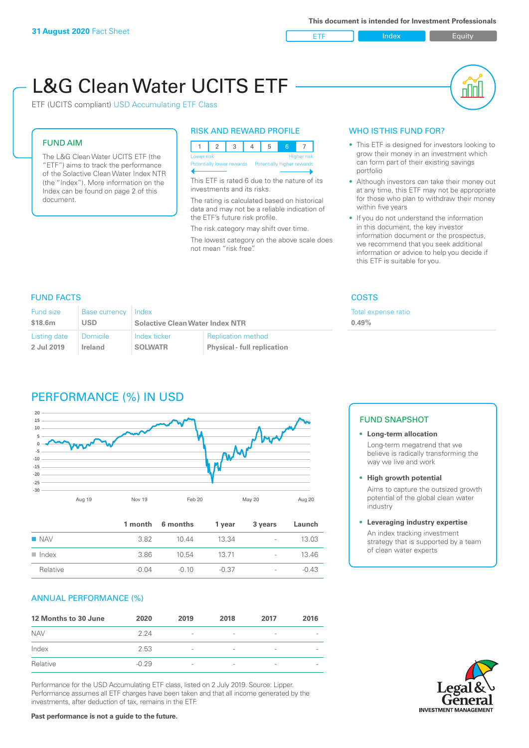**31 August 2020** Fact Sheet

This document is intended for Investment Professionals

ETF | Index | Equity

# L&G Clean Water UCITS ETF

ETF (UCITS compliant) USD Accumulating ETF Class

## FUND AIM

The L&G Clean Water UCITS ETF (the "ETF") aims to track the performance of the Solactive Clean Water Index NTR (the "Index"). More information on the Index can be found on page 2 of this document.

## RISK AND REWARD PROFILE

| 1 | 2 | 3 | 4 | 5 | 6 | 7 |
|---|---|---|---|---|---|---|

Lower risk — Higher risk
Potentially lower rewards — Potentially higher rewards

This ETF is rated 6 due to the nature of its investments and its risks.

The rating is calculated based on historical data and may not be a reliable indication of the ETF's future risk profile.

The risk category may shift over time.

The lowest category on the above scale does not mean "risk free".

## WHO IS THIS FUND FOR?

- This ETF is designed for investors looking to grow their money in an investment which can form part of their existing savings portfolio
- Although investors can take their money out at any time, this ETF may not be appropriate for those who plan to withdraw their money within five years
- If you do not understand the information in this document, the key investor information document or the prospectus, we recommend that you seek additional information or advice to help you decide if this ETF is suitable for you.

## FUND FACTS

| Fund size | Base currency | Index | |
|---|---|---|---|
| $18.6m | USD | Solactive Clean Water Index NTR | |
| **Listing date** | **Domicile** | **Index ticker** | **Replication method** |
| 2 Jul 2019 | Ireland | SOLWATR | Physical - full replication |

## COSTS

Total expense ratio
**0.49%**

## PERFORMANCE (%) IN USD

|  | 1 month | 6 months | 1 year | 3 years | Launch |
|---|---|---|---|---|---|
| NAV | 3.82 | 10.44 | 13.34 | - | 13.03 |
| Index | 3.86 | 10.54 | 13.71 | - | 13.46 |
| Relative | -0.04 | -0.10 | -0.37 | - | -0.43 |

## ANNUAL PERFORMANCE (%)

| 12 Months to 30 June | 2020 | 2019 | 2018 | 2017 | 2016 |
|---|---|---|---|---|---|
| NAV | 2.24 | - | - | - | - |
| Index | 2.53 | - | - | - | - |
| Relative | -0.29 | - | - | - | - |

Performance for the USD Accumulating ETF class, listed on 2 July 2019. Source: Lipper. Performance assumes all ETF charges have been taken and that all income generated by the investments, after deduction of tax, remains in the ETF.

**Past performance is not a guide to the future.**

## FUND SNAPSHOT

- **Long-term allocation**
  Long-term megatrend that we believe is radically transforming the way we live and work
- **High growth potential**
  Aims to capture the outsized growth potential of the global clean water industry
- **Leveraging industry expertise**
  An index tracking investment strategy that is supported by a team of clean water experts

Legal & General INVESTMENT MANAGEMENT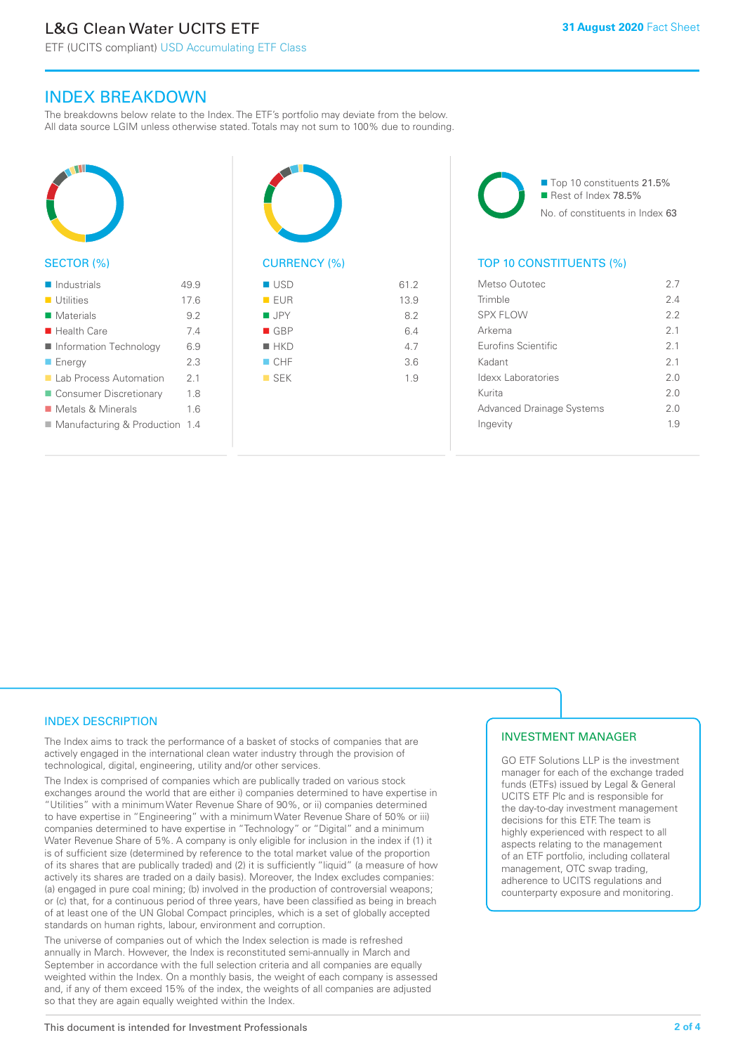## INDEX BREAKDOWN

The breakdowns below relate to the Index. The ETF's portfolio may deviate from the below. All data source LGIM unless otherwise stated. Totals may not sum to 100% due to rounding.

### SECTOR (%)

| Sector | % |
|---|---|
| Industrials | 49.9 |
| Utilities | 17.6 |
| Materials | 9.2 |
| Health Care | 7.4 |
| Information Technology | 6.9 |
| Energy | 2.3 |
| Lab Process Automation | 2.1 |
| Consumer Discretionary | 1.8 |
| Metals & Minerals | 1.6 |
| Manufacturing & Production | 1.4 |

### CURRENCY (%)

| Currency | % |
|---|---|
| USD | 61.2 |
| EUR | 13.9 |
| JPY | 8.2 |
| GBP | 6.4 |
| HKD | 4.7 |
| CHF | 3.6 |
| SEK | 1.9 |

Top 10 constituents 21.5%
Rest of Index 78.5%
No. of constituents in Index 63

### TOP 10 CONSTITUENTS (%)

| Constituent | % |
|---|---|
| Metso Outotec | 2.7 |
| Trimble | 2.4 |
| SPX FLOW | 2.2 |
| Arkema | 2.1 |
| Eurofins Scientific | 2.1 |
| Kadant | 2.1 |
| Idexx Laboratories | 2.0 |
| Kurita | 2.0 |
| Advanced Drainage Systems | 2.0 |
| Ingevity | 1.9 |

## INDEX DESCRIPTION

The Index aims to track the performance of a basket of stocks of companies that are actively engaged in the international clean water industry through the provision of technological, digital, engineering, utility and/or other services.

The Index is comprised of companies which are publically traded on various stock exchanges around the world that are either i) companies determined to have expertise in "Utilities" with a minimum Water Revenue Share of 90%, or ii) companies determined to have expertise in "Engineering" with a minimum Water Revenue Share of 50% or iii) companies determined to have expertise in "Technology" or "Digital" and a minimum Water Revenue Share of 5%. A company is only eligible for inclusion in the index if (1) it is of sufficient size (determined by reference to the total market value of the proportion of its shares that are publically traded) and (2) it is sufficiently "liquid" (a measure of how actively its shares are traded on a daily basis). Moreover, the Index excludes companies: (a) engaged in pure coal mining; (b) involved in the production of controversial weapons; or (c) that, for a continuous period of three years, have been classified as being in breach of at least one of the UN Global Compact principles, which is a set of globally accepted standards on human rights, labour, environment and corruption.

The universe of companies out of which the Index selection is made is refreshed annually in March. However, the Index is reconstituted semi-annually in March and September in accordance with the full selection criteria and all companies are equally weighted within the Index. On a monthly basis, the weight of each company is assessed and, if any of them exceed 15% of the index, the weights of all companies are adjusted so that they are again equally weighted within the Index.

## INVESTMENT MANAGER

GO ETF Solutions LLP is the investment manager for each of the exchange traded funds (ETFs) issued by Legal & General UCITS ETF Plc and is responsible for the day-to-day investment management decisions for this ETF. The team is highly experienced with respect to all aspects relating to the management of an ETF portfolio, including collateral management, OTC swap trading, adherence to UCITS regulations and counterparty exposure and monitoring.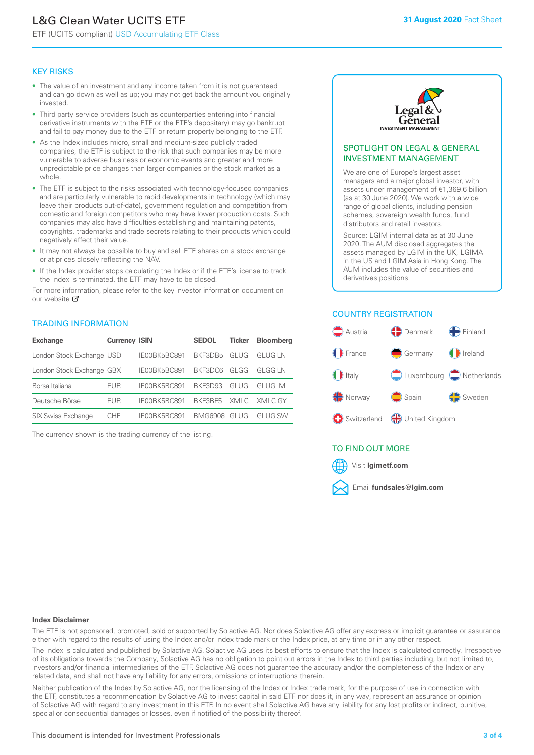# L&G Clean Water UCITS ETF

ETF (UCITS compliant) USD Accumulating ETF Class

**31 August 2020** Fact Sheet

## KEY RISKS

- The value of an investment and any income taken from it is not guaranteed and can go down as well as up; you may not get back the amount you originally invested.
- Third party service providers (such as counterparties entering into financial derivative instruments with the ETF or the ETF's depositary) may go bankrupt and fail to pay money due to the ETF or return property belonging to the ETF.
- As the Index includes micro, small and medium-sized publicly traded companies, the ETF is subject to the risk that such companies may be more vulnerable to adverse business or economic events and greater and more unpredictable price changes than larger companies or the stock market as a whole.
- The ETF is subject to the risks associated with technology-focused companies and are particularly vulnerable to rapid developments in technology (which may leave their products out-of-date), government regulation and competition from domestic and foreign competitors who may have lower production costs. Such companies may also have difficulties establishing and maintaining patents, copyrights, trademarks and trade secrets relating to their products which could negatively affect their value.
- It may not always be possible to buy and sell ETF shares on a stock exchange or at prices closely reflecting the NAV.
- If the Index provider stops calculating the Index or if the ETF's license to track the Index is terminated, the ETF may have to be closed.

For more information, please refer to the key investor information document on our website

## TRADING INFORMATION

| Exchange | Currency | ISIN | SEDOL | Ticker | Bloomberg |
|---|---|---|---|---|---|
| London Stock Exchange | USD | IE00BK5BC891 | BKF3DB5 | GLUG | GLUG LN |
| London Stock Exchange | GBX | IE00BK5BC891 | BKF3DC6 | GLGG | GLGG LN |
| Borsa Italiana | EUR | IE00BK5BC891 | BKF3D93 | GLUG | GLUG IM |
| Deutsche Börse | EUR | IE00BK5BC891 | BKF3BF5 | XMLC | XMLC GY |
| SIX Swiss Exchange | CHF | IE00BK5BC891 | BMG6908 | GLUG | GLUG SW |

The currency shown is the trading currency of the listing.

## SPOTLIGHT ON LEGAL & GENERAL INVESTMENT MANAGEMENT

We are one of Europe's largest asset managers and a major global investor, with assets under management of €1,369.6 billion (as at 30 June 2020). We work with a wide range of global clients, including pension schemes, sovereign wealth funds, fund distributors and retail investors.

Source: LGIM internal data as at 30 June 2020. The AUM disclosed aggregates the assets managed by LGIM in the UK, LGIMA in the US and LGIM Asia in Hong Kong. The AUM includes the value of securities and derivatives positions.

## COUNTRY REGISTRATION

Austria, Denmark, Finland, France, Germany, Ireland, Italy, Luxembourg, Netherlands, Norway, Spain, Sweden, Switzerland, United Kingdom

## TO FIND OUT MORE

Visit **lgimetf.com**

Email **fundsales@lgim.com**

**Index Disclaimer**

The ETF is not sponsored, promoted, sold or supported by Solactive AG. Nor does Solactive AG offer any express or implicit guarantee or assurance either with regard to the results of using the Index and/or Index trade mark or the Index price, at any time or in any other respect.

The Index is calculated and published by Solactive AG. Solactive AG uses its best efforts to ensure that the Index is calculated correctly. Irrespective of its obligations towards the Company, Solactive AG has no obligation to point out errors in the Index to third parties including, but not limited to, investors and/or financial intermediaries of the ETF. Solactive AG does not guarantee the accuracy and/or the completeness of the Index or any related data, and shall not have any liability for any errors, omissions or interruptions therein.

Neither publication of the Index by Solactive AG, nor the licensing of the Index or Index trade mark, for the purpose of use in connection with the ETF, constitutes a recommendation by Solactive AG to invest capital in said ETF nor does it, in any way, represent an assurance or opinion of Solactive AG with regard to any investment in this ETF. In no event shall Solactive AG have any liability for any lost profits or indirect, punitive, special or consequential damages or losses, even if notified of the possibility thereof.

This document is intended for Investment Professionals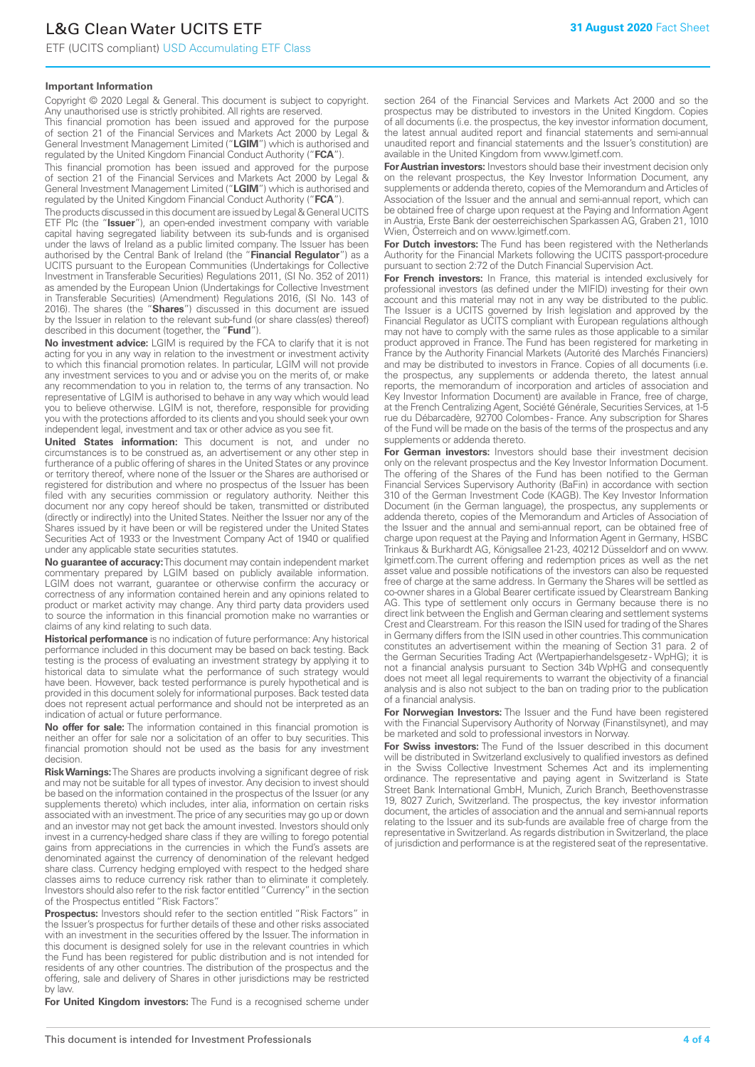**Important Information**

Copyright © 2020 Legal & General. This document is subject to copyright. Any unauthorised use is strictly prohibited. All rights are reserved.

This financial promotion has been issued and approved for the purpose of section 21 of the Financial Services and Markets Act 2000 by Legal & General Investment Management Limited ("**LGIM**") which is authorised and regulated by the United Kingdom Financial Conduct Authority ("**FCA**").

This financial promotion has been issued and approved for the purpose of section 21 of the Financial Services and Markets Act 2000 by Legal & General Investment Management Limited ("**LGIM**") which is authorised and regulated by the United Kingdom Financial Conduct Authority ("**FCA**").

The products discussed in this document are issued by Legal & General UCITS ETF Plc (the "**Issuer**"), an open-ended investment company with variable capital having segregated liability between its sub-funds and is organised under the laws of Ireland as a public limited company. The Issuer has been authorised by the Central Bank of Ireland (the "**Financial Regulator**") as a UCITS pursuant to the European Communities (Undertakings for Collective Investment in Transferable Securities) Regulations 2011, (SI No. 352 of 2011) as amended by the European Union (Undertakings for Collective Investment in Transferable Securities) (Amendment) Regulations 2016, (SI No. 143 of 2016). The shares (the "**Shares**") discussed in this document are issued by the Issuer in relation to the relevant sub-fund (or share class(es) thereof) described in this document (together, the "**Fund**").

**No investment advice:** LGIM is required by the FCA to clarify that it is not acting for you in any way in relation to the investment or investment activity to which this financial promotion relates. In particular, LGIM will not provide any investment services to you and or advise you on the merits of, or make any recommendation to you in relation to, the terms of any transaction. No representative of LGIM is authorised to behave in any way which would lead you to believe otherwise. LGIM is not, therefore, responsible for providing you with the protections afforded to its clients and you should seek your own independent legal, investment and tax or other advice as you see fit.

**United States information:** This document is not, and under no circumstances is to be construed as, an advertisement or any other step in furtherance of a public offering of shares in the United States or any province or territory thereof, where none of the Issuer or the Shares are authorised or registered for distribution and where no prospectus of the Issuer has been filed with any securities commission or regulatory authority. Neither this document nor any copy hereof should be taken, transmitted or distributed (directly or indirectly) into the United States. Neither the Issuer nor any of the Shares issued by it have been or will be registered under the United States Securities Act of 1933 or the Investment Company Act of 1940 or qualified under any applicable state securities statutes.

**No guarantee of accuracy:** This document may contain independent market commentary prepared by LGIM based on publicly available information. LGIM does not warrant, guarantee or otherwise confirm the accuracy or correctness of any information contained herein and any opinions related to product or market activity may change. Any third party data providers used to source the information in this financial promotion make no warranties or claims of any kind relating to such data.

**Historical performance** is no indication of future performance: Any historical performance included in this document may be based on back testing. Back testing is the process of evaluating an investment strategy by applying it to historical data to simulate what the performance of such strategy would have been. However, back tested performance is purely hypothetical and is provided in this document solely for informational purposes. Back tested data does not represent actual performance and should not be interpreted as an indication of actual or future performance.

**No offer for sale:** The information contained in this financial promotion is neither an offer for sale nor a solicitation of an offer to buy securities. This financial promotion should not be used as the basis for any investment decision.

**Risk Warnings:** The Shares are products involving a significant degree of risk and may not be suitable for all types of investor. Any decision to invest should be based on the information contained in the prospectus of the Issuer (or any supplements thereto) which includes, inter alia, information on certain risks associated with an investment. The price of any securities may go up or down and an investor may not get back the amount invested. Investors should only invest in a currency-hedged share class if they are willing to forego potential gains from appreciations in the currencies in which the Fund's assets are denominated against the currency of denomination of the relevant hedged share class. Currency hedging employed with respect to the hedged share classes aims to reduce currency risk rather than to eliminate it completely. Investors should also refer to the risk factor entitled "Currency" in the section of the Prospectus entitled "Risk Factors".

**Prospectus:** Investors should refer to the section entitled "Risk Factors" in the Issuer's prospectus for further details of these and other risks associated with an investment in the securities offered by the Issuer. The information in this document is designed solely for use in the relevant countries in which the Fund has been registered for public distribution and is not intended for residents of any other countries. The distribution of the prospectus and the offering, sale and delivery of Shares in other jurisdictions may be restricted by law.

**For United Kingdom investors:** The Fund is a recognised scheme under section 264 of the Financial Services and Markets Act 2000 and so the prospectus may be distributed to investors in the United Kingdom. Copies of all documents (i.e. the prospectus, the key investor information document, the latest annual audited report and financial statements and semi-annual unaudited report and financial statements and the Issuer's constitution) are available in the United Kingdom from www.lgimetf.com.

**For Austrian investors:** Investors should base their investment decision only on the relevant prospectus, the Key Investor Information Document, any supplements or addenda thereto, copies of the Memorandum and Articles of Association of the Issuer and the annual and semi-annual report, which can be obtained free of charge upon request at the Paying and Information Agent in Austria, Erste Bank der oesterreichischen Sparkassen AG, Graben 21, 1010 Wien, Österreich and on www.lgimetf.com.

**For Dutch investors:** The Fund has been registered with the Netherlands Authority for the Financial Markets following the UCITS passport-procedure pursuant to section 2:72 of the Dutch Financial Supervision Act.

**For French investors:** In France, this material is intended exclusively for professional investors (as defined under the MIFID) investing for their own account and this material may not in any way be distributed to the public. The Issuer is a UCITS governed by Irish legislation and approved by the Financial Regulator as UCITS compliant with European regulations although may not have to comply with the same rules as those applicable to a similar product approved in France. The Fund has been registered for marketing in France by the Authority Financial Markets (Autorité des Marchés Financiers) and may be distributed to investors in France. Copies of all documents (i.e. the prospectus, any supplements or addenda thereto, the latest annual reports, the memorandum of incorporation and articles of association and Key Investor Information Document) are available in France, free of charge, at the French Centralizing Agent, Société Générale, Securities Services, at 1-5 rue du Débarcadère, 92700 Colombes - France. Any subscription for Shares of the Fund will be made on the basis of the terms of the prospectus and any supplements or addenda thereto.

**For German investors:** Investors should base their investment decision only on the relevant prospectus and the Key Investor Information Document. The offering of the Shares of the Fund has been notified to the German Financial Services Supervisory Authority (BaFin) in accordance with section 310 of the German Investment Code (KAGB). The Key Investor Information Document (in the German language), the prospectus, any supplements or addenda thereto, copies of the Memorandum and Articles of Association of the Issuer and the annual and semi-annual report, can be obtained free of charge upon request at the Paying and Information Agent in Germany, HSBC Trinkaus & Burkhardt AG, Königsallee 21-23, 40212 Düsseldorf and on www.lgimetf.com.The current offering and redemption prices as well as the net asset value and possible notifications of the investors can also be requested free of charge at the same address. In Germany the Shares will be settled as co-owner shares in a Global Bearer certificate issued by Clearstream Banking AG. This type of settlement only occurs in Germany because there is no direct link between the English and German clearing and settlement systems Crest and Clearstream. For this reason the ISIN used for trading of the Shares in Germany differs from the ISIN used in other countries. This communication constitutes an advertisement within the meaning of Section 31 para. 2 of the German Securities Trading Act (Wertpapierhandelsgesetz - WpHG); it is not a financial analysis pursuant to Section 34b WpHG and consequently does not meet all legal requirements to warrant the objectivity of a financial analysis and is also not subject to the ban on trading prior to the publication of a financial analysis.

**For Norwegian Investors:** The Issuer and the Fund have been registered with the Financial Supervisory Authority of Norway (Finanstilsynet), and may be marketed and sold to professional investors in Norway.

**For Swiss investors:** The Fund of the Issuer described in this document will be distributed in Switzerland exclusively to qualified investors as defined in the Swiss Collective Investment Schemes Act and its implementing ordinance. The representative and paying agent in Switzerland is State Street Bank International GmbH, Munich, Zurich Branch, Beethovenstrasse 19, 8027 Zurich, Switzerland. The prospectus, the key investor information document, the articles of association and the annual and semi-annual reports relating to the Issuer and its sub-funds are available free of charge from the representative in Switzerland. As regards distribution in Switzerland, the place of jurisdiction and performance is at the registered seat of the representative.